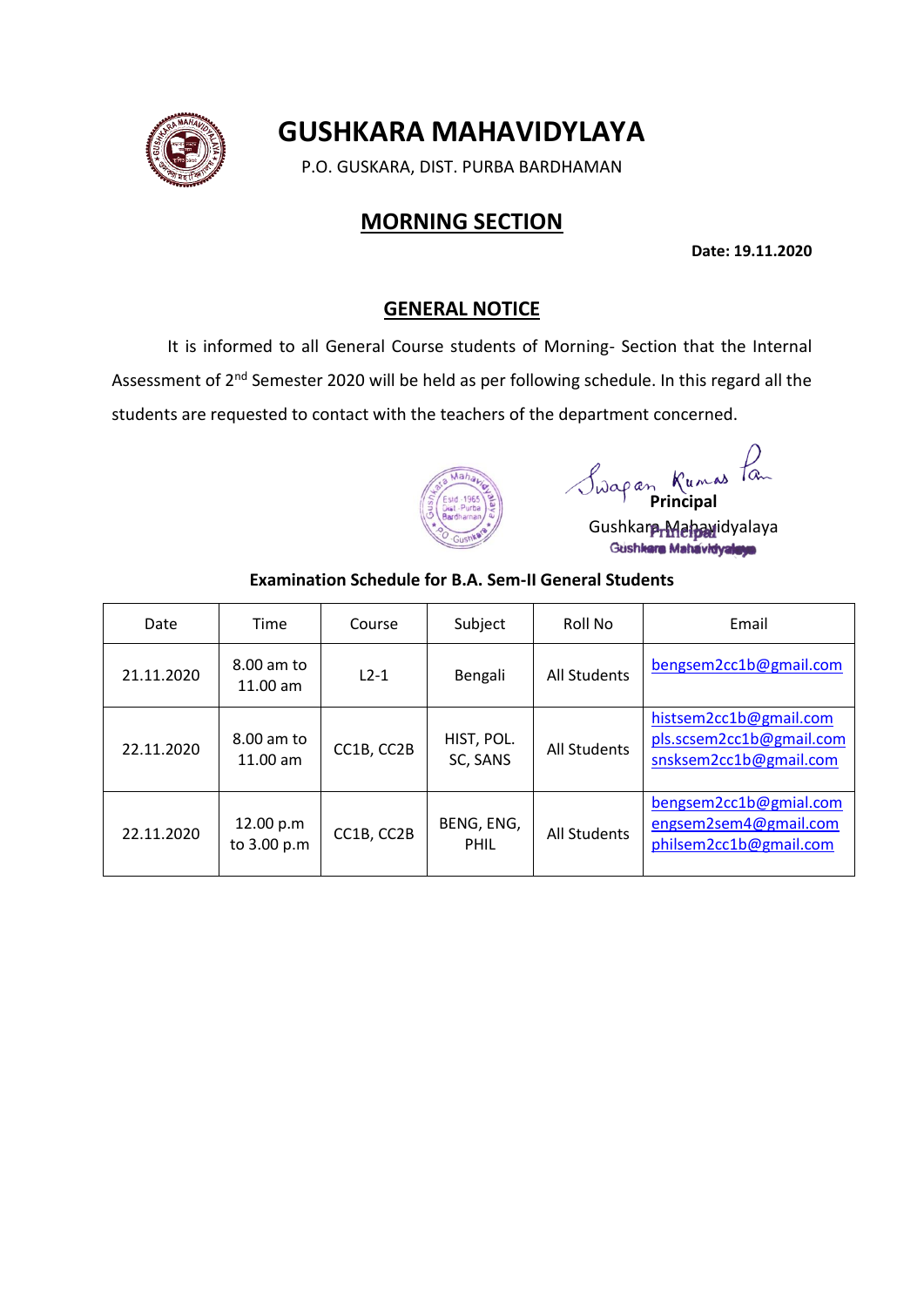# GUSHKARA MAHAVIDYLAYA

P.O. GUSKARA, DIST. PURBA BARDHAMAN

## MORNING SECTION

**Date: 19.11.2020**

## GENERAL NOTICE

It is informed to all General Course students of Morning- Section that the Internal Assessment of 2nd Semester 2020 will be held as per following schedule. In this regard all the students are requested to contact with the teachers of the department concerned.

Swapan Kumar Pan
**Principal**
Gushkara Mahavidyalaya

**Examination Schedule for B.A. Sem-II General Students**

| Date | Time | Course | Subject | Roll No | Email |
|---|---|---|---|---|---|
| 21.11.2020 | 8.00 am to 11.00 am | L2-1 | Bengali | All Students | bengsem2cc1b@gmail.com |
| 22.11.2020 | 8.00 am to 11.00 am | CC1B, CC2B | HIST, POL. SC, SANS | All Students | histsem2cc1b@gmail.com<br>pls.scsem2cc1b@gmail.com<br>snsksem2cc1b@gmail.com |
| 22.11.2020 | 12.00 p.m to 3.00 p.m | CC1B, CC2B | BENG, ENG, PHIL | All Students | bengsem2cc1b@gmial.com<br>engsem2sem4@gmail.com<br>philsem2cc1b@gmail.com |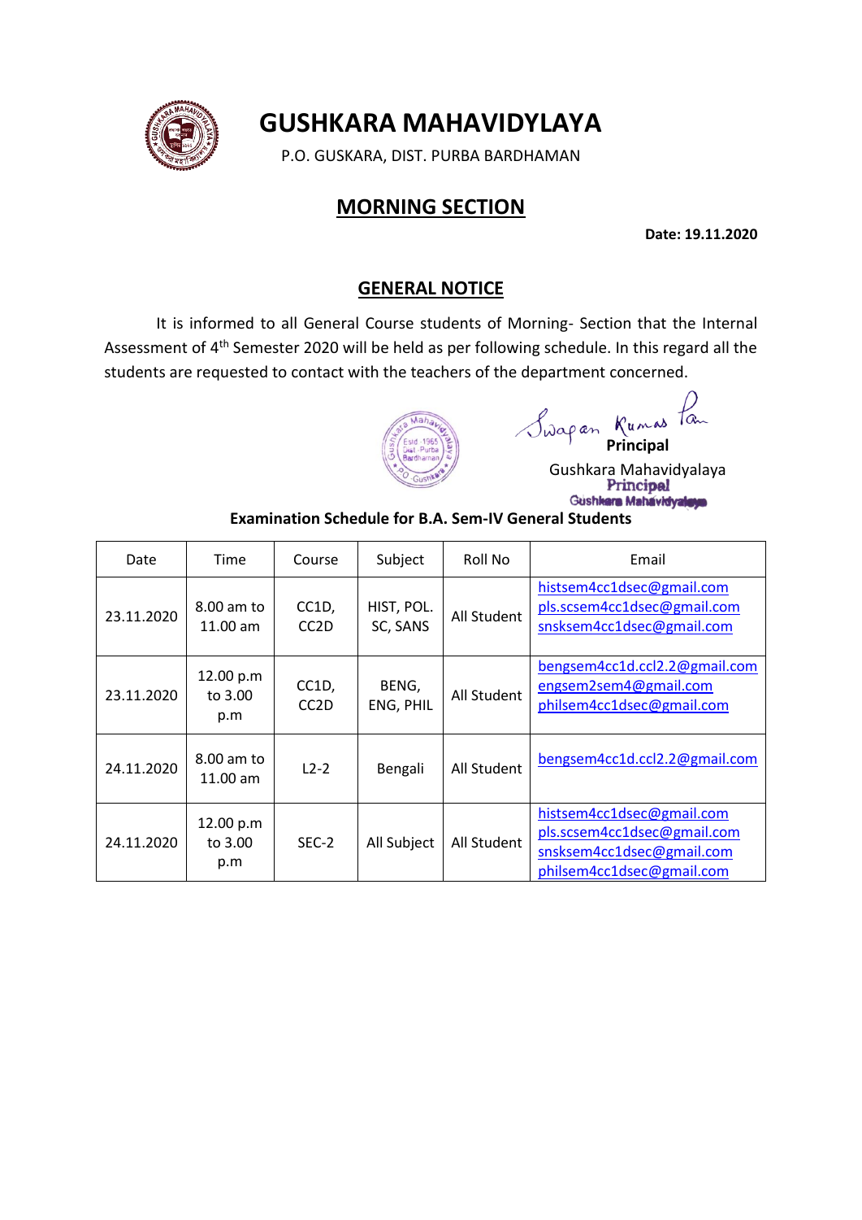# GUSHKARA MAHAVIDYLAYA

P.O. GUSKARA, DIST. PURBA BARDHAMAN

## MORNING SECTION

**Date: 19.11.2020**

## GENERAL NOTICE

It is informed to all General Course students of Morning- Section that the Internal Assessment of 4th Semester 2020 will be held as per following schedule. In this regard all the students are requested to contact with the teachers of the department concerned.

Swapan Kumar Pan
**Principal**
Gushkara Mahavidyalaya

**Examination Schedule for B.A. Sem-IV General Students**

| Date | Time | Course | Subject | Roll No | Email |
|---|---|---|---|---|---|
| 23.11.2020 | 8.00 am to 11.00 am | CC1D, CC2D | HIST, POL. SC, SANS | All Student | histsem4cc1dsec@gmail.com pls.scsem4cc1dsec@gmail.com snsksem4cc1dsec@gmail.com |
| 23.11.2020 | 12.00 p.m to 3.00 p.m | CC1D, CC2D | BENG, ENG, PHIL | All Student | bengsem4cc1d.ccl2.2@gmail.com engsem2sem4@gmail.com philsem4cc1dsec@gmail.com |
| 24.11.2020 | 8.00 am to 11.00 am | L2-2 | Bengali | All Student | bengsem4cc1d.ccl2.2@gmail.com |
| 24.11.2020 | 12.00 p.m to 3.00 p.m | SEC-2 | All Subject | All Student | histsem4cc1dsec@gmail.com pls.scsem4cc1dsec@gmail.com snsksem4cc1dsec@gmail.com philsem4cc1dsec@gmail.com |